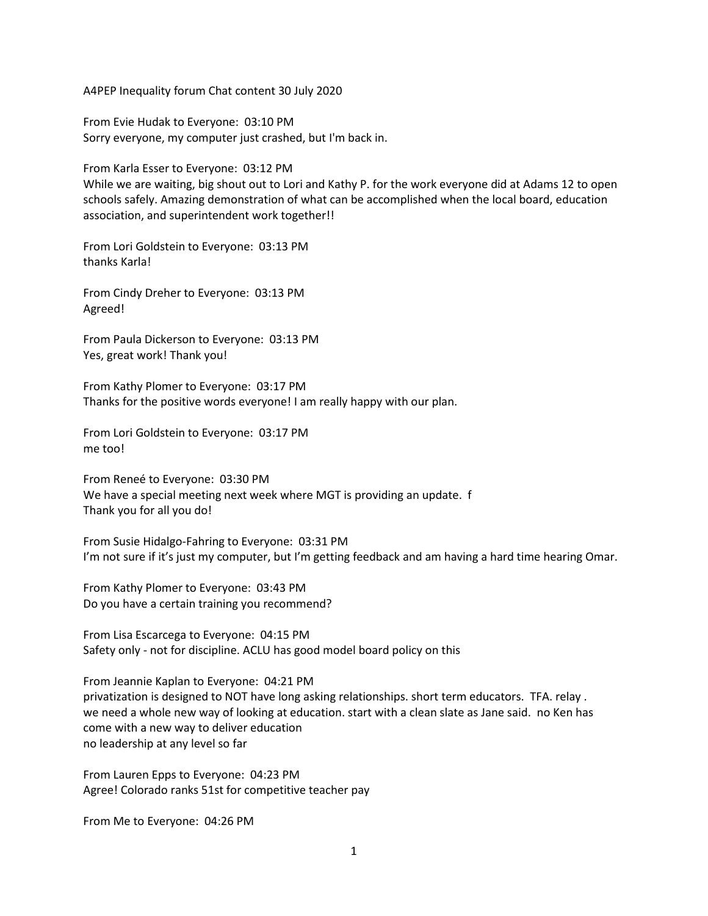A4PEP Inequality forum Chat content 30 July 2020

From Evie Hudak to Everyone: 03:10 PM
Sorry everyone, my computer just crashed, but I'm back in.

From Karla Esser to Everyone: 03:12 PM
While we are waiting, big shout out to Lori and Kathy P. for the work everyone did at Adams 12 to open schools safely. Amazing demonstration of what can be accomplished when the local board, education association, and superintendent work together!!

From Lori Goldstein to Everyone: 03:13 PM
thanks Karla!

From Cindy Dreher to Everyone: 03:13 PM
Agreed!

From Paula Dickerson to Everyone: 03:13 PM
Yes, great work! Thank you!

From Kathy Plomer to Everyone: 03:17 PM
Thanks for the positive words everyone! I am really happy with our plan.

From Lori Goldstein to Everyone: 03:17 PM
me too!

From Reneé to Everyone: 03:30 PM
We have a special meeting next week where MGT is providing an update. f
Thank you for all you do!

From Susie Hidalgo-Fahring to Everyone: 03:31 PM
I'm not sure if it's just my computer, but I'm getting feedback and am having a hard time hearing Omar.

From Kathy Plomer to Everyone: 03:43 PM
Do you have a certain training you recommend?

From Lisa Escarcega to Everyone: 04:15 PM
Safety only - not for discipline. ACLU has good model board policy on this

From Jeannie Kaplan to Everyone: 04:21 PM
privatization is designed to NOT have long asking relationships. short term educators. TFA. relay .
we need a whole new way of looking at education. start with a clean slate as Jane said. no Ken has come with a new way to deliver education
no leadership at any level so far

From Lauren Epps to Everyone: 04:23 PM
Agree! Colorado ranks 51st for competitive teacher pay

From Me to Everyone: 04:26 PM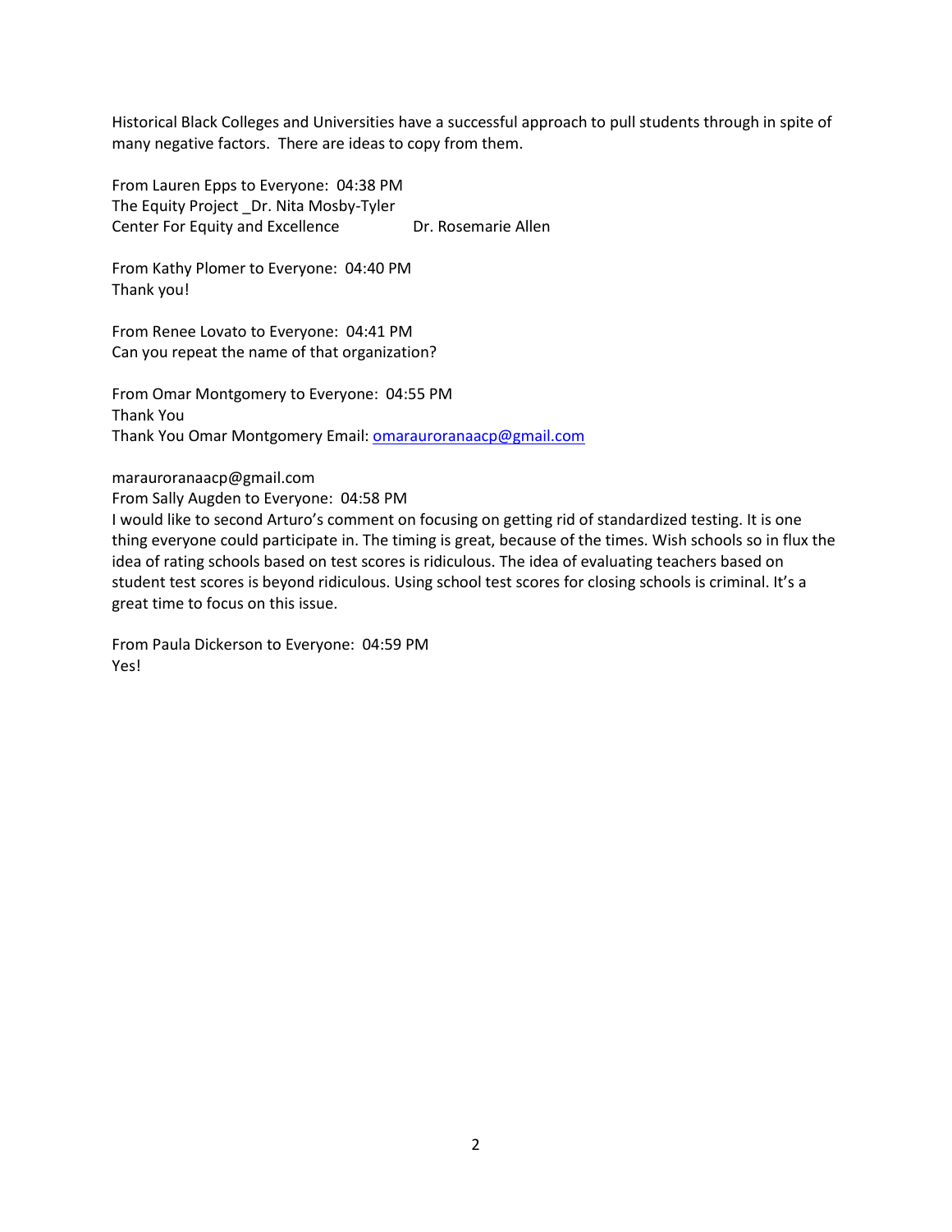Historical Black Colleges and Universities have a successful approach to pull students through in spite of many negative factors. There are ideas to copy from them.

From Lauren Epps to Everyone: 04:38 PM
The Equity Project _Dr. Nita Mosby-Tyler
Center For Equity and Excellence Dr. Rosemarie Allen

From Kathy Plomer to Everyone: 04:40 PM
Thank you!

From Renee Lovato to Everyone: 04:41 PM
Can you repeat the name of that organization?

From Omar Montgomery to Everyone: 04:55 PM
Thank You
Thank You Omar Montgomery Email: omarauroranaacp@gmail.com

marauroranaacp@gmail.com
From Sally Augden to Everyone: 04:58 PM
I would like to second Arturo's comment on focusing on getting rid of standardized testing. It is one thing everyone could participate in. The timing is great, because of the times. Wish schools so in flux the idea of rating schools based on test scores is ridiculous. The idea of evaluating teachers based on student test scores is beyond ridiculous. Using school test scores for closing schools is criminal. It's a great time to focus on this issue.

From Paula Dickerson to Everyone: 04:59 PM
Yes!